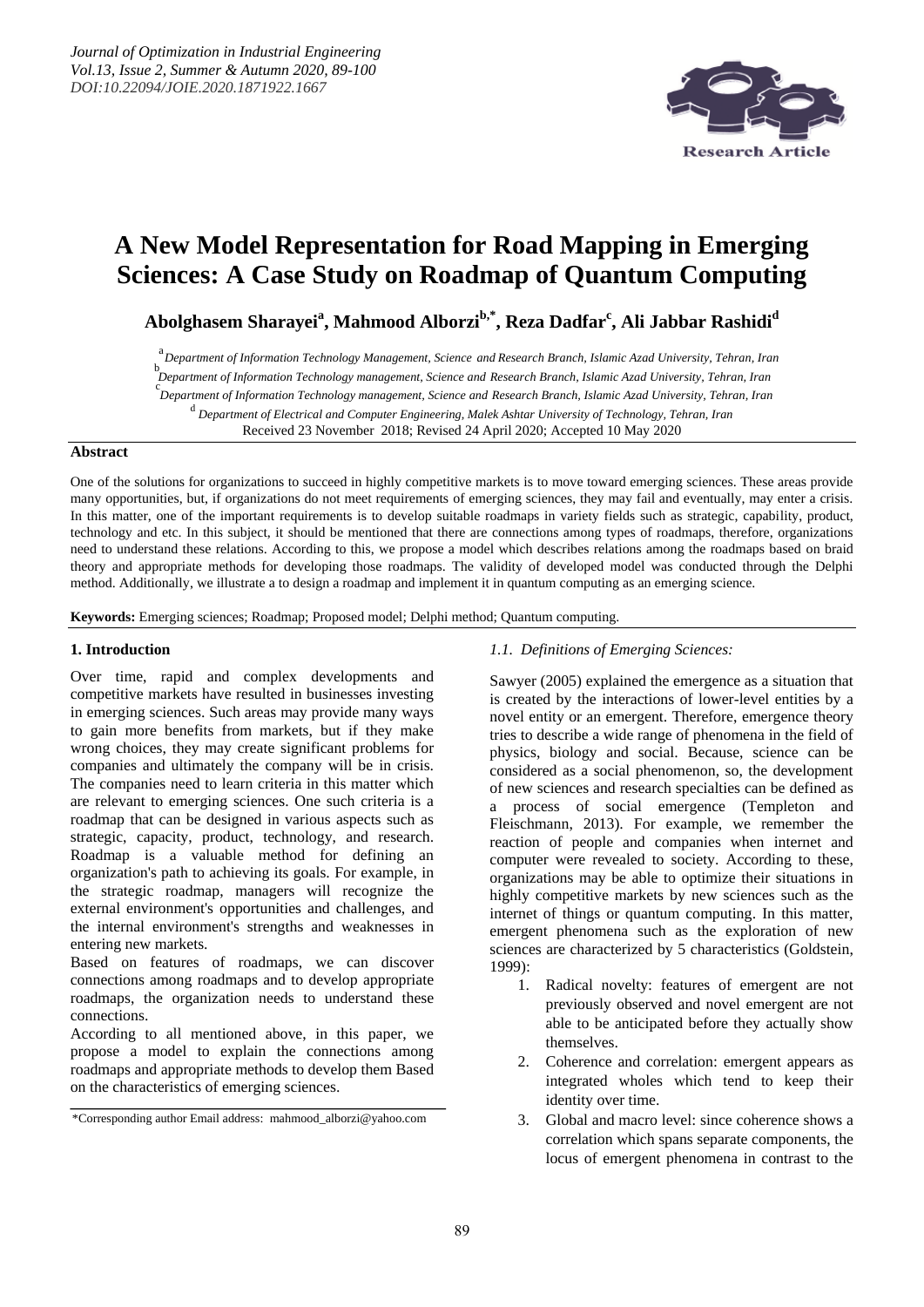# A New Model Representation for Road Mapping in Emerging Sciences: A Case Study on Roadmap of Quantum Computing

**Abolghasem Sharayei[a], Mahmood Alborzi[b,*], Reza Dadfar[c], Ali Jabbar Rashidi[d]**

[a] *Department of Information Technology Management, Science and Research Branch, Islamic Azad University, Tehran, Iran*
[b] *Department of Information Technology management, Science and Research Branch, Islamic Azad University, Tehran, Iran*
[c] *Department of Information Technology management, Science and Research Branch, Islamic Azad University, Tehran, Iran*
[d] *Department of Electrical and Computer Engineering, Malek Ashtar University of Technology, Tehran, Iran*

Received 23 November 2018; Revised 24 April 2020; Accepted 10 May 2020

## Abstract

One of the solutions for organizations to succeed in highly competitive markets is to move toward emerging sciences. These areas provide many opportunities, but, if organizations do not meet requirements of emerging sciences, they may fail and eventually, may enter a crisis. In this matter, one of the important requirements is to develop suitable roadmaps in variety fields such as strategic, capability, product, technology and etc. In this subject, it should be mentioned that there are connections among types of roadmaps, therefore, organizations need to understand these relations. According to this, we propose a model which describes relations among the roadmaps based on braid theory and appropriate methods for developing those roadmaps. The validity of developed model was conducted through the Delphi method. Additionally, we illustrate a to design a roadmap and implement it in quantum computing as an emerging science.

**Keywords:** Emerging sciences; Roadmap; Proposed model; Delphi method; Quantum computing.

## 1. Introduction

Over time, rapid and complex developments and competitive markets have resulted in businesses investing in emerging sciences. Such areas may provide many ways to gain more benefits from markets, but if they make wrong choices, they may create significant problems for companies and ultimately the company will be in crisis. The companies need to learn criteria in this matter which are relevant to emerging sciences. One such criteria is a roadmap that can be designed in various aspects such as strategic, capacity, product, technology, and research. Roadmap is a valuable method for defining an organization's path to achieving its goals. For example, in the strategic roadmap, managers will recognize the external environment's opportunities and challenges, and the internal environment's strengths and weaknesses in entering new markets.

Based on features of roadmaps, we can discover connections among roadmaps and to develop appropriate roadmaps, the organization needs to understand these connections.

According to all mentioned above, in this paper, we propose a model to explain the connections among roadmaps and appropriate methods to develop them Based on the characteristics of emerging sciences.

*Corresponding author Email address: mahmood_alborzi@yahoo.com

### *1.1. Definitions of Emerging Sciences:*

Sawyer (2005) explained the emergence as a situation that is created by the interactions of lower-level entities by a novel entity or an emergent. Therefore, emergence theory tries to describe a wide range of phenomena in the field of physics, biology and social. Because, science can be considered as a social phenomenon, so, the development of new sciences and research specialties can be defined as a process of social emergence (Templeton and Fleischmann, 2013). For example, we remember the reaction of people and companies when internet and computer were revealed to society. According to these, organizations may be able to optimize their situations in highly competitive markets by new sciences such as the internet of things or quantum computing. In this matter, emergent phenomena such as the exploration of new sciences are characterized by 5 characteristics (Goldstein, 1999):

1. Radical novelty: features of emergent are not previously observed and novel emergent are not able to be anticipated before they actually show themselves.
2. Coherence and correlation: emergent appears as integrated wholes which tend to keep their identity over time.
3. Global and macro level: since coherence shows a correlation which spans separate components, the locus of emergent phenomena in contrast to the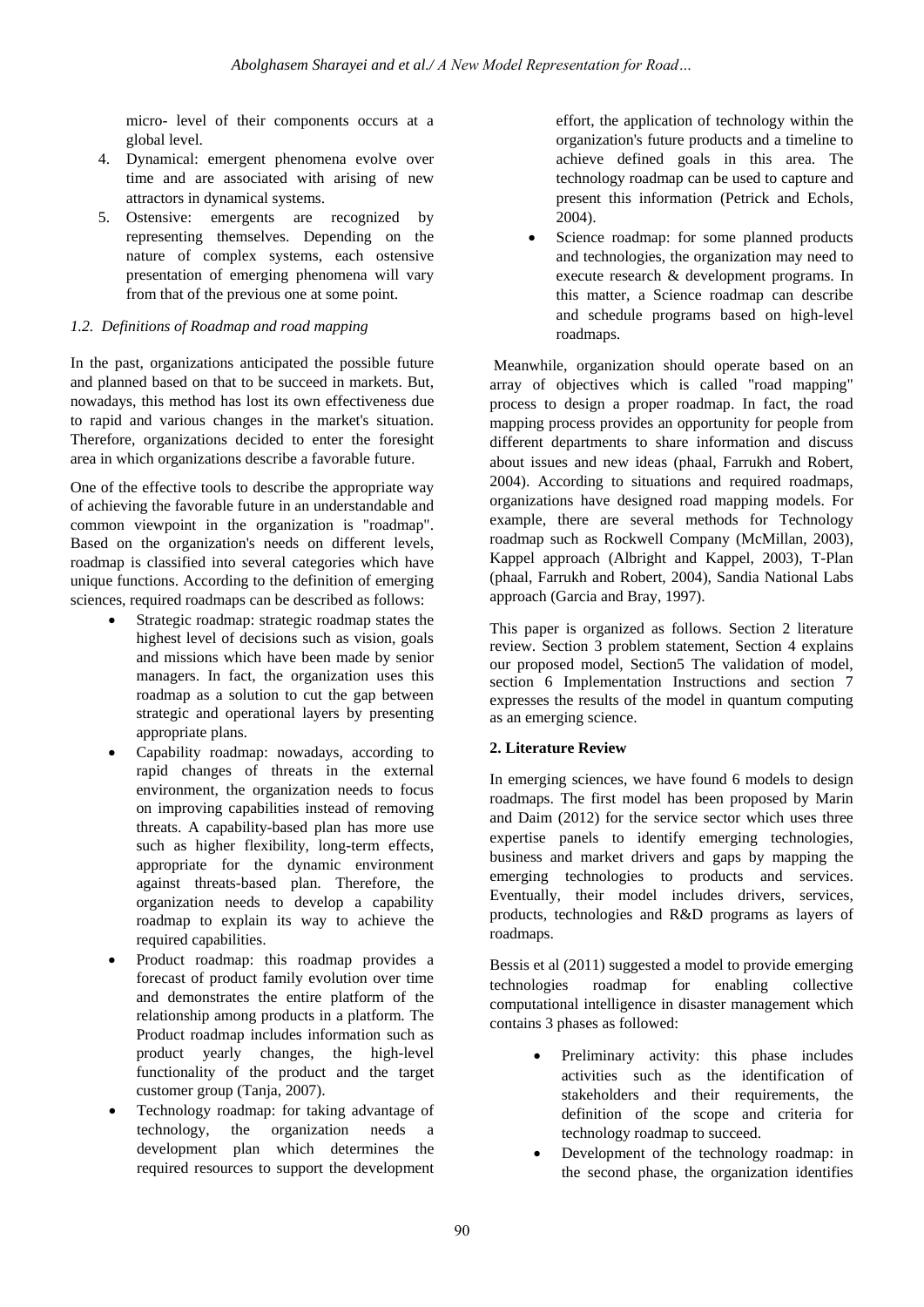micro- level of their components occurs at a global level.

4. Dynamical: emergent phenomena evolve over time and are associated with arising of new attractors in dynamical systems.
5. Ostensive: emergents are recognized by representing themselves. Depending on the nature of complex systems, each ostensive presentation of emerging phenomena will vary from that of the previous one at some point.

### *1.2. Definitions of Roadmap and road mapping*

In the past, organizations anticipated the possible future and planned based on that to be succeed in markets. But, nowadays, this method has lost its own effectiveness due to rapid and various changes in the market's situation. Therefore, organizations decided to enter the foresight area in which organizations describe a favorable future.

One of the effective tools to describe the appropriate way of achieving the favorable future in an understandable and common viewpoint in the organization is "roadmap". Based on the organization's needs on different levels, roadmap is classified into several categories which have unique functions. According to the definition of emerging sciences, required roadmaps can be described as follows:

- Strategic roadmap: strategic roadmap states the highest level of decisions such as vision, goals and missions which have been made by senior managers. In fact, the organization uses this roadmap as a solution to cut the gap between strategic and operational layers by presenting appropriate plans.
- Capability roadmap: nowadays, according to rapid changes of threats in the external environment, the organization needs to focus on improving capabilities instead of removing threats. A capability-based plan has more use such as higher flexibility, long-term effects, appropriate for the dynamic environment against threats-based plan. Therefore, the organization needs to develop a capability roadmap to explain its way to achieve the required capabilities.
- Product roadmap: this roadmap provides a forecast of product family evolution over time and demonstrates the entire platform of the relationship among products in a platform. The Product roadmap includes information such as product yearly changes, the high-level functionality of the product and the target customer group (Tanja, 2007).
- Technology roadmap: for taking advantage of technology, the organization needs a development plan which determines the required resources to support the development effort, the application of technology within the organization's future products and a timeline to achieve defined goals in this area. The technology roadmap can be used to capture and present this information (Petrick and Echols, 2004).
- Science roadmap: for some planned products and technologies, the organization may need to execute research & development programs. In this matter, a Science roadmap can describe and schedule programs based on high-level roadmaps.

Meanwhile, organization should operate based on an array of objectives which is called "road mapping" process to design a proper roadmap. In fact, the road mapping process provides an opportunity for people from different departments to share information and discuss about issues and new ideas (phaal, Farrukh and Robert, 2004). According to situations and required roadmaps, organizations have designed road mapping models. For example, there are several methods for Technology roadmap such as Rockwell Company (McMillan, 2003), Kappel approach (Albright and Kappel, 2003), T-Plan (phaal, Farrukh and Robert, 2004), Sandia National Labs approach (Garcia and Bray, 1997).

This paper is organized as follows. Section 2 literature review. Section 3 problem statement, Section 4 explains our proposed model, Section5 The validation of model, section 6 Implementation Instructions and section 7 expresses the results of the model in quantum computing as an emerging science.

## **2. Literature Review**

In emerging sciences, we have found 6 models to design roadmaps. The first model has been proposed by Marin and Daim (2012) for the service sector which uses three expertise panels to identify emerging technologies, business and market drivers and gaps by mapping the emerging technologies to products and services. Eventually, their model includes drivers, services, products, technologies and R&D programs as layers of roadmaps.

Bessis et al (2011) suggested a model to provide emerging technologies roadmap for enabling collective computational intelligence in disaster management which contains 3 phases as followed:

- Preliminary activity: this phase includes activities such as the identification of stakeholders and their requirements, the definition of the scope and criteria for technology roadmap to succeed.
- Development of the technology roadmap: in the second phase, the organization identifies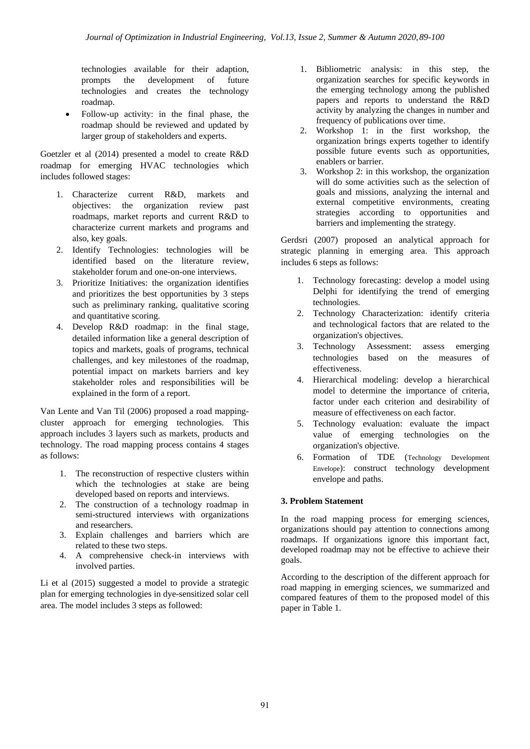technologies available for their adaption, prompts the development of future technologies and creates the technology roadmap.

- Follow-up activity: in the final phase, the roadmap should be reviewed and updated by larger group of stakeholders and experts.

Goetzler et al (2014) presented a model to create R&D roadmap for emerging HVAC technologies which includes followed stages:

1. Characterize current R&D, markets and objectives: the organization review past roadmaps, market reports and current R&D to characterize current markets and programs and also, key goals.
2. Identify Technologies: technologies will be identified based on the literature review, stakeholder forum and one-on-one interviews.
3. Prioritize Initiatives: the organization identifies and prioritizes the best opportunities by 3 steps such as preliminary ranking, qualitative scoring and quantitative scoring.
4. Develop R&D roadmap: in the final stage, detailed information like a general description of topics and markets, goals of programs, technical challenges, and key milestones of the roadmap, potential impact on markets barriers and key stakeholder roles and responsibilities will be explained in the form of a report.

Van Lente and Van Til (2006) proposed a road mapping-cluster approach for emerging technologies. This approach includes 3 layers such as markets, products and technology. The road mapping process contains 4 stages as follows:

1. The reconstruction of respective clusters within which the technologies at stake are being developed based on reports and interviews.
2. The construction of a technology roadmap in semi-structured interviews with organizations and researchers.
3. Explain challenges and barriers which are related to these two steps.
4. A comprehensive check-in interviews with involved parties.

Li et al (2015) suggested a model to provide a strategic plan for emerging technologies in dye-sensitized solar cell area. The model includes 3 steps as followed:

1. Bibliometric analysis: in this step, the organization searches for specific keywords in the emerging technology among the published papers and reports to understand the R&D activity by analyzing the changes in number and frequency of publications over time.
2. Workshop 1: in the first workshop, the organization brings experts together to identify possible future events such as opportunities, enablers or barrier.
3. Workshop 2: in this workshop, the organization will do some activities such as the selection of goals and missions, analyzing the internal and external competitive environments, creating strategies according to opportunities and barriers and implementing the strategy.

Gerdsri (2007) proposed an analytical approach for strategic planning in emerging area. This approach includes 6 steps as follows:

1. Technology forecasting: develop a model using Delphi for identifying the trend of emerging technologies.
2. Technology Characterization: identify criteria and technological factors that are related to the organization's objectives.
3. Technology Assessment: assess emerging technologies based on the measures of effectiveness.
4. Hierarchical modeling: develop a hierarchical model to determine the importance of criteria, factor under each criterion and desirability of measure of effectiveness on each factor.
5. Technology evaluation: evaluate the impact value of emerging technologies on the organization's objective.
6. Formation of TDE (Technology Development Envelope): construct technology development envelope and paths.

### 3. Problem Statement

In the road mapping process for emerging sciences, organizations should pay attention to connections among roadmaps. If organizations ignore this important fact, developed roadmap may not be effective to achieve their goals.

According to the description of the different approach for road mapping in emerging sciences, we summarized and compared features of them to the proposed model of this paper in Table 1.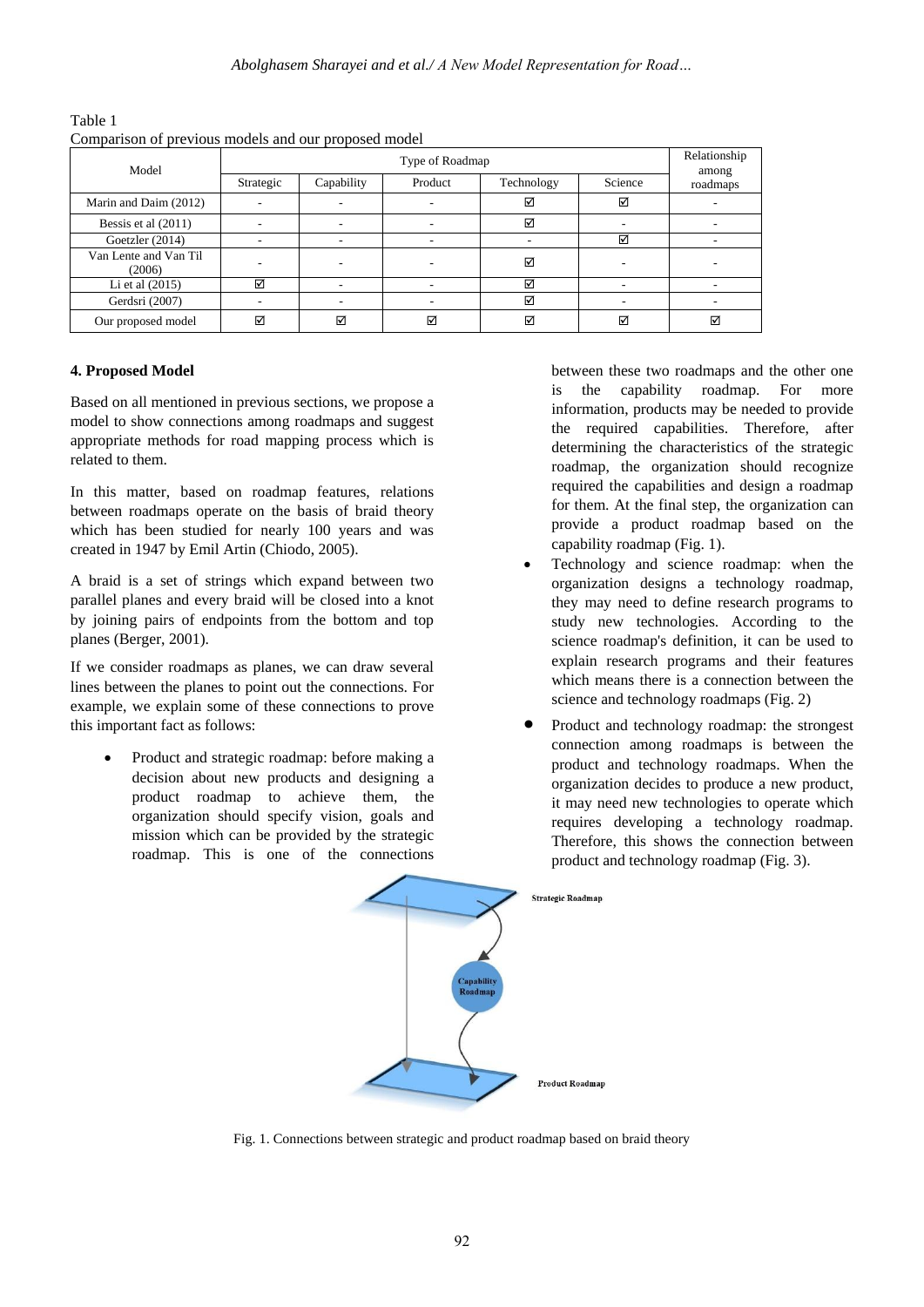Table 1
Comparison of previous models and our proposed model

| Model | Type of Roadmap | | | | | Relationship among roadmaps |
|---|---|---|---|---|---|---|
| | Strategic | Capability | Product | Technology | Science | |
| Marin and Daim (2012) | - | - | - | ☑ | ☑ | - |
| Bessis et al (2011) | - | - | - | ☑ | - | - |
| Goetzler (2014) | - | - | - | - | ☑ | - |
| Van Lente and Van Til (2006) | - | - | - | ☑ | - | - |
| Li et al (2015) | ☑ | - | - | ☑ | - | - |
| Gerdsri (2007) | - | - | - | ☑ | - | - |
| Our proposed model | ☑ | ☑ | ☑ | ☑ | ☑ | ☑ |

## 4. Proposed Model

Based on all mentioned in previous sections, we propose a model to show connections among roadmaps and suggest appropriate methods for road mapping process which is related to them.

In this matter, based on roadmap features, relations between roadmaps operate on the basis of braid theory which has been studied for nearly 100 years and was created in 1947 by Emil Artin (Chiodo, 2005).

A braid is a set of strings which expand between two parallel planes and every braid will be closed into a knot by joining pairs of endpoints from the bottom and top planes (Berger, 2001).

If we consider roadmaps as planes, we can draw several lines between the planes to point out the connections. For example, we explain some of these connections to prove this important fact as follows:

- Product and strategic roadmap: before making a decision about new products and designing a product roadmap to achieve them, the organization should specify vision, goals and mission which can be provided by the strategic roadmap. This is one of the connections between these two roadmaps and the other one is the capability roadmap. For more information, products may be needed to provide the required capabilities. Therefore, after determining the characteristics of the strategic roadmap, the organization should recognize required the capabilities and design a roadmap for them. At the final step, the organization can provide a product roadmap based on the capability roadmap (Fig. 1).
- Technology and science roadmap: when the organization designs a technology roadmap, they may need to define research programs to study new technologies. According to the science roadmap's definition, it can be used to explain research programs and their features which means there is a connection between the science and technology roadmaps (Fig. 2)
- Product and technology roadmap: the strongest connection among roadmaps is between the product and technology roadmaps. When the organization decides to produce a new product, it may need new technologies to operate which requires developing a technology roadmap. Therefore, this shows the connection between product and technology roadmap (Fig. 3).

Fig. 1. Connections between strategic and product roadmap based on braid theory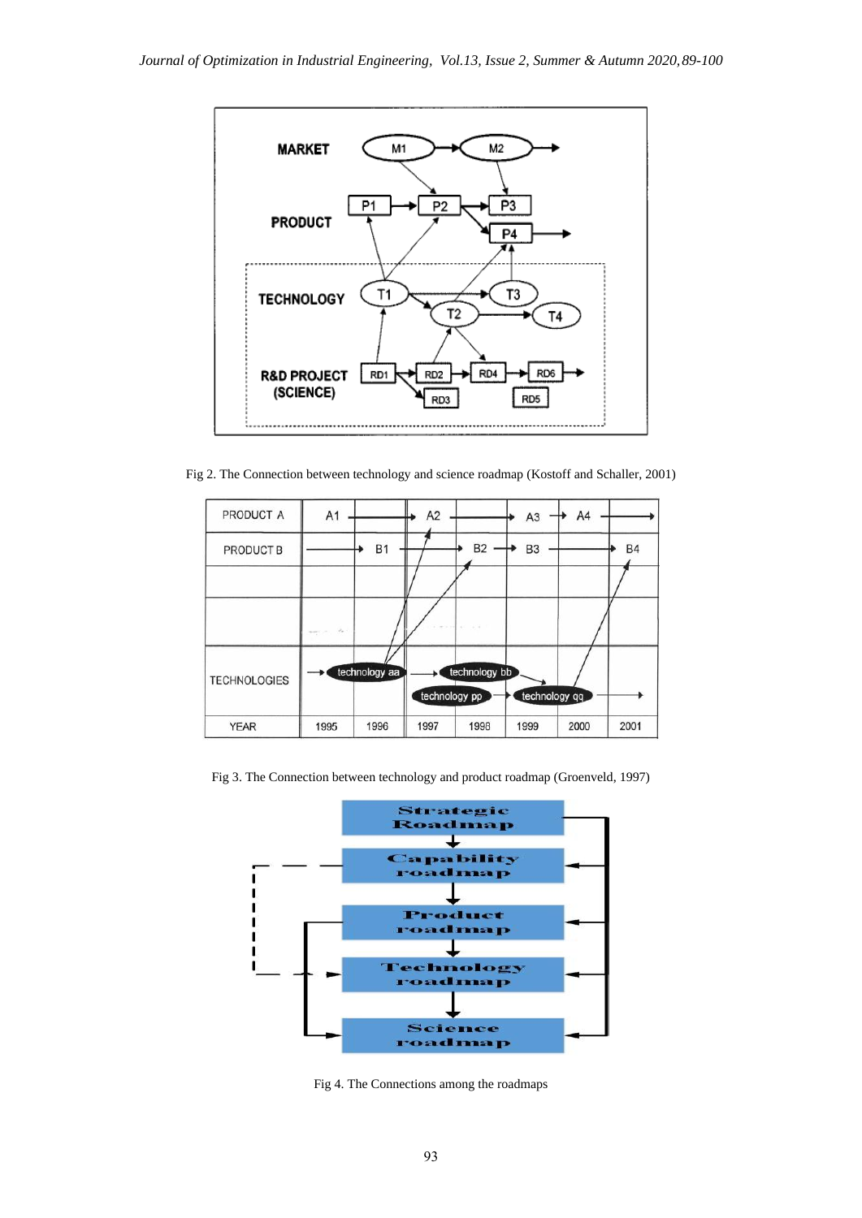Fig 2. The Connection between technology and science roadmap (Kostoff and Schaller, 2001)

Fig 3. The Connection between technology and product roadmap (Groenveld, 1997)

Fig 4. The Connections among the roadmaps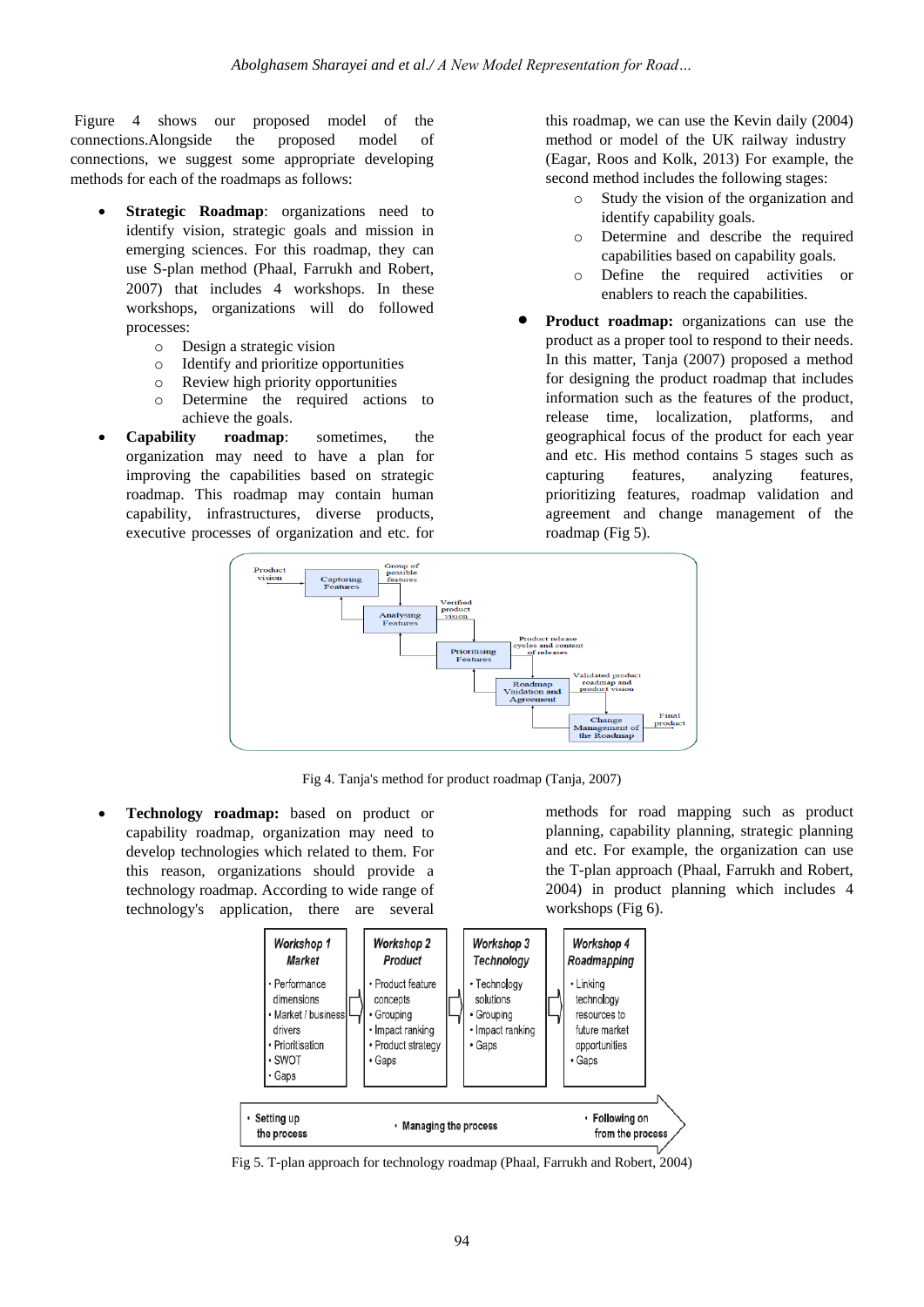Figure 4 shows our proposed model of the connections.Alongside the proposed model of connections, we suggest some appropriate developing methods for each of the roadmaps as follows:

- **Strategic Roadmap**: organizations need to identify vision, strategic goals and mission in emerging sciences. For this roadmap, they can use S-plan method (Phaal, Farrukh and Robert, 2007) that includes 4 workshops. In these workshops, organizations will do followed processes:
  - Design a strategic vision
  - Identify and prioritize opportunities
  - Review high priority opportunities
  - Determine the required actions to achieve the goals.
- **Capability roadmap**: sometimes, the organization may need to have a plan for improving the capabilities based on strategic roadmap. This roadmap may contain human capability, infrastructures, diverse products, executive processes of organization and etc. for this roadmap, we can use the Kevin daily (2004) method or model of the UK railway industry (Eagar, Roos and Kolk, 2013) For example, the second method includes the following stages:
  - Study the vision of the organization and identify capability goals.
  - Determine and describe the required capabilities based on capability goals.
  - Define the required activities or enablers to reach the capabilities.
- **Product roadmap:** organizations can use the product as a proper tool to respond to their needs. In this matter, Tanja (2007) proposed a method for designing the product roadmap that includes information such as the features of the product, release time, localization, platforms, and geographical focus of the product for each year and etc. His method contains 5 stages such as capturing features, analyzing features, prioritizing features, roadmap validation and agreement and change management of the roadmap (Fig 5).

Fig 4. Tanja's method for product roadmap (Tanja, 2007)

- **Technology roadmap:** based on product or capability roadmap, organization may need to develop technologies which related to them. For this reason, organizations should provide a technology roadmap. According to wide range of technology's application, there are several methods for road mapping such as product planning, capability planning, strategic planning and etc. For example, the organization can use the T-plan approach (Phaal, Farrukh and Robert, 2004) in product planning which includes 4 workshops (Fig 6).

Fig 5. T-plan approach for technology roadmap (Phaal, Farrukh and Robert, 2004)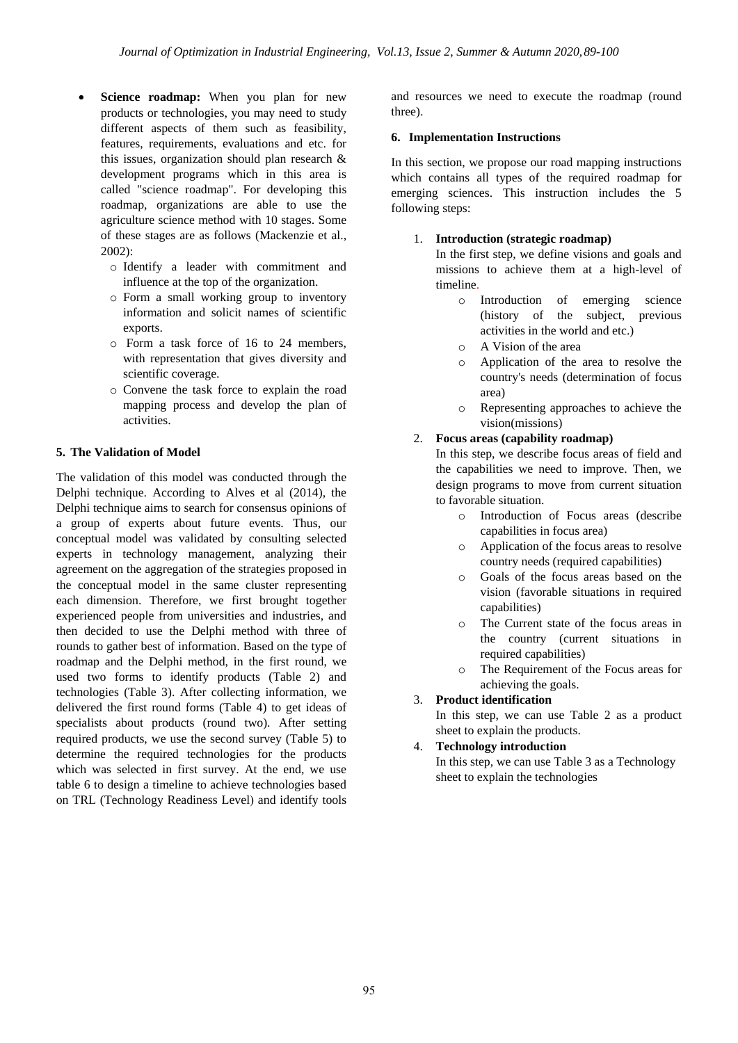- **Science roadmap:** When you plan for new products or technologies, you may need to study different aspects of them such as feasibility, features, requirements, evaluations and etc. for this issues, organization should plan research & development programs which in this area is called "science roadmap". For developing this roadmap, organizations are able to use the agriculture science method with 10 stages. Some of these stages are as follows (Mackenzie et al., 2002):
  - Identify a leader with commitment and influence at the top of the organization.
  - Form a small working group to inventory information and solicit names of scientific exports.
  - Form a task force of 16 to 24 members, with representation that gives diversity and scientific coverage.
  - Convene the task force to explain the road mapping process and develop the plan of activities.

## 5. The Validation of Model

The validation of this model was conducted through the Delphi technique. According to Alves et al (2014), the Delphi technique aims to search for consensus opinions of a group of experts about future events. Thus, our conceptual model was validated by consulting selected experts in technology management, analyzing their agreement on the aggregation of the strategies proposed in the conceptual model in the same cluster representing each dimension. Therefore, we first brought together experienced people from universities and industries, and then decided to use the Delphi method with three of rounds to gather best of information. Based on the type of roadmap and the Delphi method, in the first round, we used two forms to identify products (Table 2) and technologies (Table 3). After collecting information, we delivered the first round forms (Table 4) to get ideas of specialists about products (round two). After setting required products, we use the second survey (Table 5) to determine the required technologies for the products which was selected in first survey. At the end, we use table 6 to design a timeline to achieve technologies based on TRL (Technology Readiness Level) and identify tools and resources we need to execute the roadmap (round three).

## 6. Implementation Instructions

In this section, we propose our road mapping instructions which contains all types of the required roadmap for emerging sciences. This instruction includes the 5 following steps:

1. **Introduction (strategic roadmap)**
   In the first step, we define visions and goals and missions to achieve them at a high-level of timeline.
   - Introduction of emerging science (history of the subject, previous activities in the world and etc.)
   - A Vision of the area
   - Application of the area to resolve the country's needs (determination of focus area)
   - Representing approaches to achieve the vision(missions)
2. **Focus areas (capability roadmap)**
   In this step, we describe focus areas of field and the capabilities we need to improve. Then, we design programs to move from current situation to favorable situation.
   - Introduction of Focus areas (describe capabilities in focus area)
   - Application of the focus areas to resolve country needs (required capabilities)
   - Goals of the focus areas based on the vision (favorable situations in required capabilities)
   - The Current state of the focus areas in the country (current situations in required capabilities)
   - The Requirement of the Focus areas for achieving the goals.
3. **Product identification**
   In this step, we can use Table 2 as a product sheet to explain the products.
4. **Technology introduction**
   In this step, we can use Table 3 as a Technology sheet to explain the technologies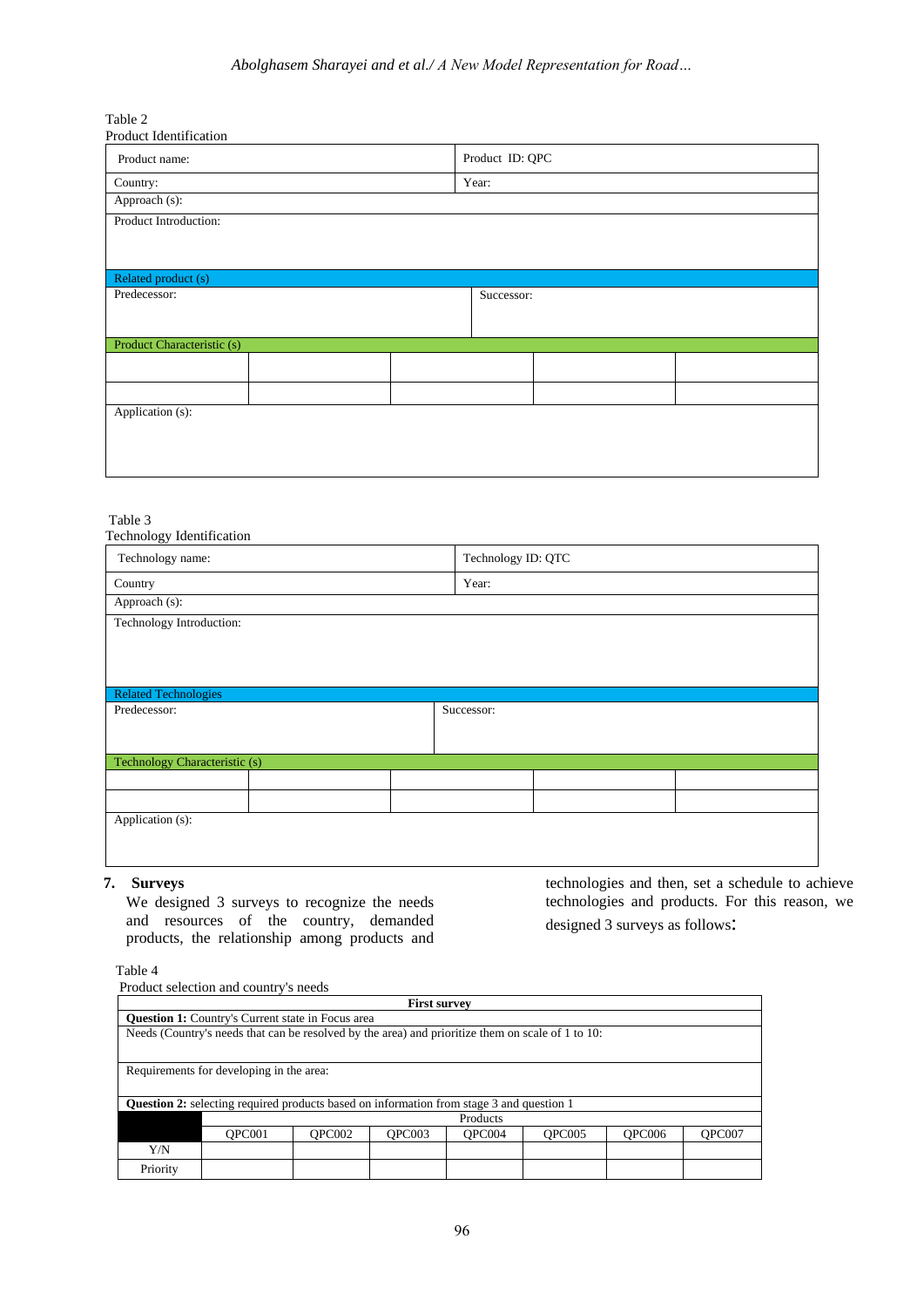Table 2
Product Identification

| Product name: | | | Product ID: QPC | |
|---|---|---|---|---|
| Country: | | | Year: | |
| Approach (s): | | | | |
| Product Introduction: | | | | |
| Related product (s) | | | | |
| Predecessor: | | | Successor: | |
| Product Characteristic (s) | | | | |
| | | | | |
| | | | | |
| Application (s): | | | | |

Table 3
Technology Identification

| Technology name: | | | Technology ID: QTC | |
|---|---|---|---|---|
| Country | | | Year: | |
| Approach (s): | | | | |
| Technology Introduction: | | | | |
| Related Technologies | | | | |
| Predecessor: | | | Successor: | |
| Technology Characteristic (s) | | | | |
| | | | | |
| | | | | |
| Application (s): | | | | |

## 7. Surveys

We designed 3 surveys to recognize the needs and resources of the country, demanded products, the relationship among products and technologies and then, set a schedule to achieve technologies and products. For this reason, we designed 3 surveys as follows:

Table 4
Product selection and country's needs

| **First survey** | | | | | | | |
|---|---|---|---|---|---|---|---|
| **Question 1:** Country's Current state in Focus area | | | | | | | |
| Needs (Country's needs that can be resolved by the area) and prioritize them on scale of 1 to 10: | | | | | | | |
| Requirements for developing in the area: | | | | | | | |
| **Question 2:** selecting required products based on information from stage 3 and question 1 | | | | | | | |
| | Products | | | | | | |
| | QPC001 | QPC002 | QPC003 | QPC004 | QPC005 | QPC006 | QPC007 |
| Y/N | | | | | | | |
| Priority | | | | | | | |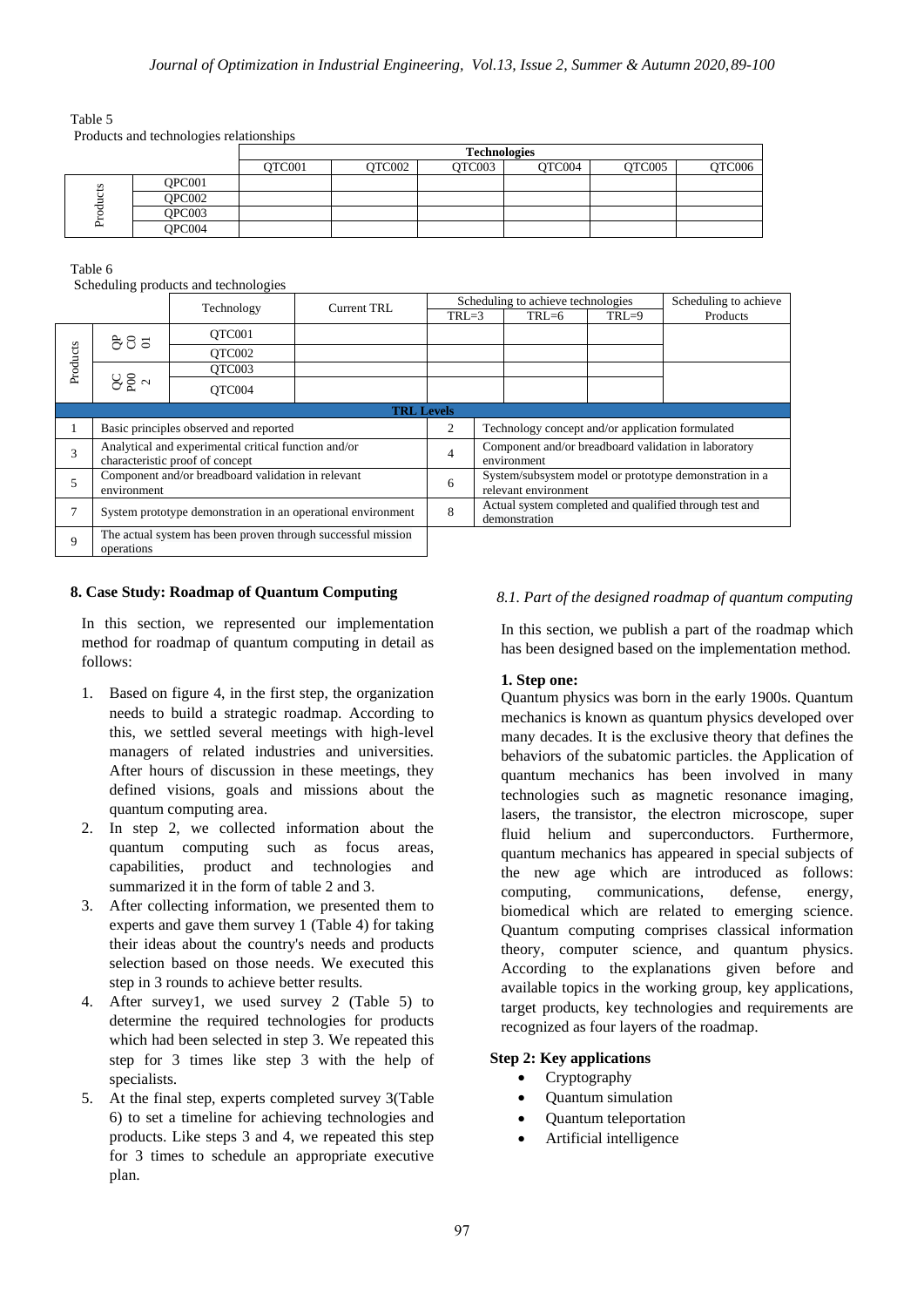Table 5
Products and technologies relationships

| | | Technologies | | | | | |
|---|---|---|---|---|---|---|---|
| | | QTC001 | QTC002 | QTC003 | QTC004 | QTC005 | QTC006 |
| Products | QPC001 | | | | | | |
| | QPC002 | | | | | | |
| | QPC003 | | | | | | |
| | QPC004 | | | | | | |

Table 6
Scheduling products and technologies

| | | Technology | Current TRL | Scheduling to achieve technologies | | | Scheduling to achieve Products |
|---|---|---|---|---|---|---|---|
| | | | | TRL=3 | TRL=6 | TRL=9 | |
| Products | QPC001 | QTC001 | | | | | |
| | | QTC002 | | | | | |
| | QPC002 | QTC003 | | | | | |
| | | QTC004 | | | | | |

| TRL Levels | | | |
|---|---|---|---|
| 1 | Basic principles observed and reported | 2 | Technology concept and/or application formulated |
| 3 | Analytical and experimental critical function and/or characteristic proof of concept | 4 | Component and/or breadboard validation in laboratory environment |
| 5 | Component and/or breadboard validation in relevant environment | 6 | System/subsystem model or prototype demonstration in a relevant environment |
| 7 | System prototype demonstration in an operational environment | 8 | Actual system completed and qualified through test and demonstration |
| 9 | The actual system has been proven through successful mission operations | | |

## 8. Case Study: Roadmap of Quantum Computing

In this section, we represented our implementation method for roadmap of quantum computing in detail as follows:

1. Based on figure 4, in the first step, the organization needs to build a strategic roadmap. According to this, we settled several meetings with high-level managers of related industries and universities. After hours of discussion in these meetings, they defined visions, goals and missions about the quantum computing area.
2. In step 2, we collected information about the quantum computing such as focus areas, capabilities, product and technologies and summarized it in the form of table 2 and 3.
3. After collecting information, we presented them to experts and gave them survey 1 (Table 4) for taking their ideas about the country's needs and products selection based on those needs. We executed this step in 3 rounds to achieve better results.
4. After survey1, we used survey 2 (Table 5) to determine the required technologies for products which had been selected in step 3. We repeated this step for 3 times like step 3 with the help of specialists.
5. At the final step, experts completed survey 3(Table 6) to set a timeline for achieving technologies and products. Like steps 3 and 4, we repeated this step for 3 times to schedule an appropriate executive plan.

### *8.1. Part of the designed roadmap of quantum computing*

In this section, we publish a part of the roadmap which has been designed based on the implementation method.

**1. Step one:**

Quantum physics was born in the early 1900s. Quantum mechanics is known as quantum physics developed over many decades. It is the exclusive theory that defines the behaviors of the subatomic particles. the Application of quantum mechanics has been involved in many technologies such as magnetic resonance imaging, lasers, the transistor, the electron microscope, super fluid helium and superconductors. Furthermore, quantum mechanics has appeared in special subjects of the new age which are introduced as follows: computing, communications, defense, energy, biomedical which are related to emerging science. Quantum computing comprises classical information theory, computer science, and quantum physics. According to the explanations given before and available topics in the working group, key applications, target products, key technologies and requirements are recognized as four layers of the roadmap.

**Step 2: Key applications**

- Cryptography
- Quantum simulation
- Quantum teleportation
- Artificial intelligence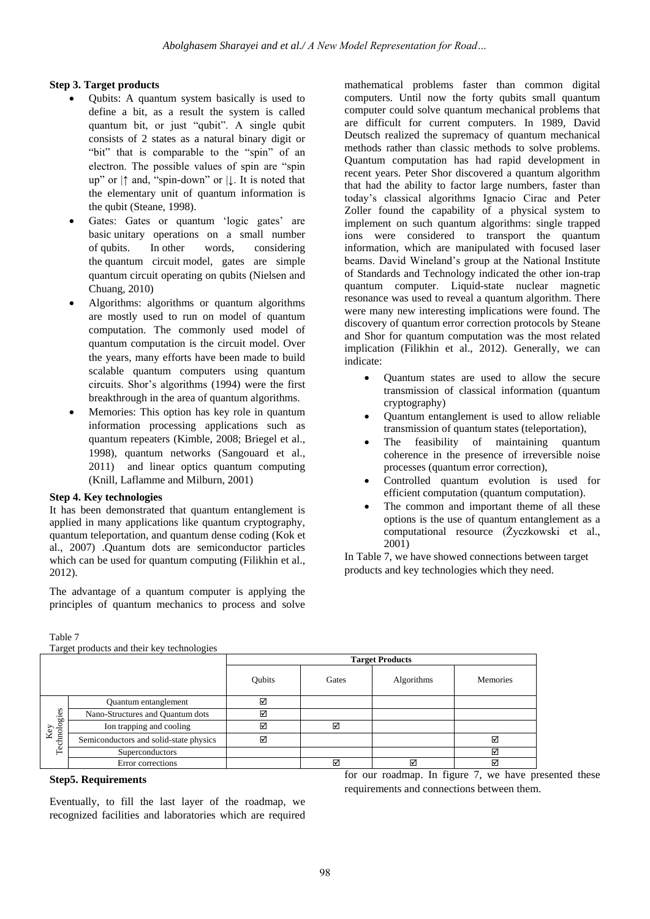**Step 3. Target products**

- Qubits: A quantum system basically is used to define a bit, as a result the system is called quantum bit, or just "qubit". A single qubit consists of 2 states as a natural binary digit or "bit" that is comparable to the "spin" of an electron. The possible values of spin are "spin up" or |↑ and, "spin-down" or |↓. It is noted that the elementary unit of quantum information is the qubit (Steane, 1998).
- Gates: Gates or quantum 'logic gates' are basic unitary operations on a small number of qubits. In other words, considering the quantum circuit model, gates are simple quantum circuit operating on qubits (Nielsen and Chuang, 2010)
- Algorithms: algorithms or quantum algorithms are mostly used to run on model of quantum computation. The commonly used model of quantum computation is the circuit model. Over the years, many efforts have been made to build scalable quantum computers using quantum circuits. Shor's algorithms (1994) were the first breakthrough in the area of quantum algorithms.
- Memories: This option has key role in quantum information processing applications such as quantum repeaters (Kimble, 2008; Briegel et al., 1998), quantum networks (Sangouard et al., 2011) and linear optics quantum computing (Knill, Laflamme and Milburn, 2001)

**Step 4. Key technologies**

It has been demonstrated that quantum entanglement is applied in many applications like quantum cryptography, quantum teleportation, and quantum dense coding (Kok et al., 2007) .Quantum dots are semiconductor particles which can be used for quantum computing (Filikhin et al., 2012).

The advantage of a quantum computer is applying the principles of quantum mechanics to process and solve mathematical problems faster than common digital computers. Until now the forty qubits small quantum computer could solve quantum mechanical problems that are difficult for current computers. In 1989, David Deutsch realized the supremacy of quantum mechanical methods rather than classic methods to solve problems. Quantum computation has had rapid development in recent years. Peter Shor discovered a quantum algorithm that had the ability to factor large numbers, faster than today's classical algorithms Ignacio Cirac and Peter Zoller found the capability of a physical system to implement on such quantum algorithms: single trapped ions were considered to transport the quantum information, which are manipulated with focused laser beams. David Wineland's group at the National Institute of Standards and Technology indicated the other ion-trap quantum computer. Liquid-state nuclear magnetic resonance was used to reveal a quantum algorithm. There were many new interesting implications were found. The discovery of quantum error correction protocols by Steane and Shor for quantum computation was the most related implication (Filikhin et al., 2012). Generally, we can indicate:

- Quantum states are used to allow the secure transmission of classical information (quantum cryptography)
- Quantum entanglement is used to allow reliable transmission of quantum states (teleportation),
- The feasibility of maintaining quantum coherence in the presence of irreversible noise processes (quantum error correction),
- Controlled quantum evolution is used for efficient computation (quantum computation).
- The common and important theme of all these options is the use of quantum entanglement as a computational resource (Życzkowski et al., 2001)

In Table 7, we have showed connections between target products and key technologies which they need.

Table 7
Target products and their key technologies

| | | Target Products | | | |
|---|---|---|---|---|---|
| | | Qubits | Gates | Algorithms | Memories |
| Key Technologies | Quantum entanglement | ☑ | | | |
| | Nano-Structures and Quantum dots | ☑ | | | |
| | Ion trapping and cooling | ☑ | ☑ | | |
| | Semiconductors and solid-state physics | ☑ | | | ☑ |
| | Superconductors | | | | ☑ |
| | Error corrections | | ☑ | ☑ | ☑ |

**Step5. Requirements**

Eventually, to fill the last layer of the roadmap, we recognized facilities and laboratories which are required for our roadmap. In figure 7, we have presented these requirements and connections between them.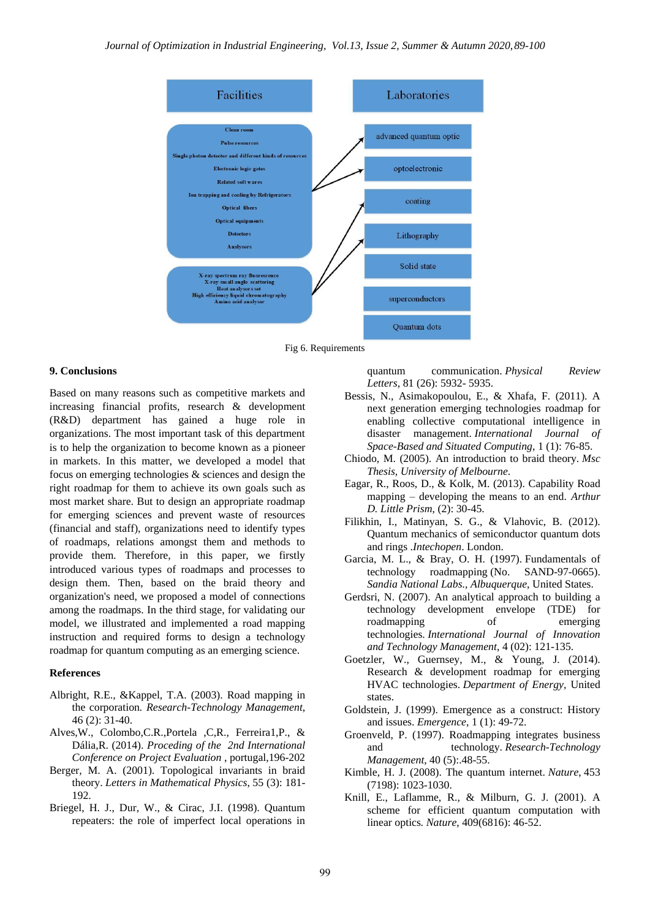Facilities

Clean room
Pulse resources
Single photon detector and different kinds of resources
Electronic logic gates
Related soft wares
Ion trapping and cooling by Refrigerators
Optical fibers
Optical equipments
Detectors
Analysors

X-ray spectrum ray fluorescence
X-ray small angle scattering
Heat analysors set
High efficiency liquid chromatography
Amino acid analysor

Laboratories

advanced quantum optic
optoelectronic
coating
Lithography
Solid state
superconductors
Quantum dots

Fig 6. Requirements

## 9. Conclusions

Based on many reasons such as competitive markets and increasing financial profits, research & development (R&D) department has gained a huge role in organizations. The most important task of this department is to help the organization to become known as a pioneer in markets. In this matter, we developed a model that focus on emerging technologies & sciences and design the right roadmap for them to achieve its own goals such as most market share. But to design an appropriate roadmap for emerging sciences and prevent waste of resources (financial and staff), organizations need to identify types of roadmaps, relations amongst them and methods to provide them. Therefore, in this paper, we firstly introduced various types of roadmaps and processes to design them. Then, based on the braid theory and organization's need, we proposed a model of connections among the roadmaps. In the third stage, for validating our model, we illustrated and implemented a road mapping instruction and required forms to design a technology roadmap for quantum computing as an emerging science.

## References

Albright, R.E., &Kappel, T.A. (2003). Road mapping in the corporation. *Research-Technology Management*, 46 (2): 31-40.

Alves,W., Colombo,C.R.,Portela ,C,R., Ferreira1,P., & Dália,R. (2014). *Proceding of the 2nd International Conference on Project Evaluation* , portugal,196-202

Berger, M. A. (2001). Topological invariants in braid theory. *Letters in Mathematical Physics*, 55 (3): 181-192.

Briegel, H. J., Dur, W., & Cirac, J.I. (1998). Quantum repeaters: the role of imperfect local operations in quantum communication. *Physical Review Letters*, 81 (26): 5932- 5935.

Bessis, N., Asimakopoulou, E., & Xhafa, F. (2011). A next generation emerging technologies roadmap for enabling collective computational intelligence in disaster management. *International Journal of Space-Based and Situated Computing*, 1 (1): 76-85.

Chiodo, M. (2005). An introduction to braid theory. *Msc Thesis, University of Melbourne.*

Eagar, R., Roos, D., & Kolk, M. (2013). Capability Road mapping – developing the means to an end. *Arthur D. Little Prism*, (2): 30-45.

Filikhin, I., Matinyan, S. G., & Vlahovic, B. (2012). Quantum mechanics of semiconductor quantum dots and rings .*Intechopen*. London.

Garcia, M. L., & Bray, O. H. (1997). Fundamentals of technology roadmapping (No. SAND-97-0665). *Sandia National Labs., Albuquerque*, United States.

Gerdsri, N. (2007). An analytical approach to building a technology development envelope (TDE) for roadmapping of emerging technologies. *International Journal of Innovation and Technology Management*, 4 (02): 121-135.

Goetzler, W., Guernsey, M., & Young, J. (2014). Research & development roadmap for emerging HVAC technologies. *Department of Energy*, United states.

Goldstein, J. (1999). Emergence as a construct: History and issues. *Emergence*, 1 (1): 49-72.

Groenveld, P. (1997). Roadmapping integrates business and technology. *Research-Technology Management*, 40 (5):.48-55.

Kimble, H. J. (2008). The quantum internet. *Nature*, 453 (7198): 1023-1030.

Knill, E., Laflamme, R., & Milburn, G. J. (2001). A scheme for efficient quantum computation with linear optics. *Nature*, 409(6816): 46-52.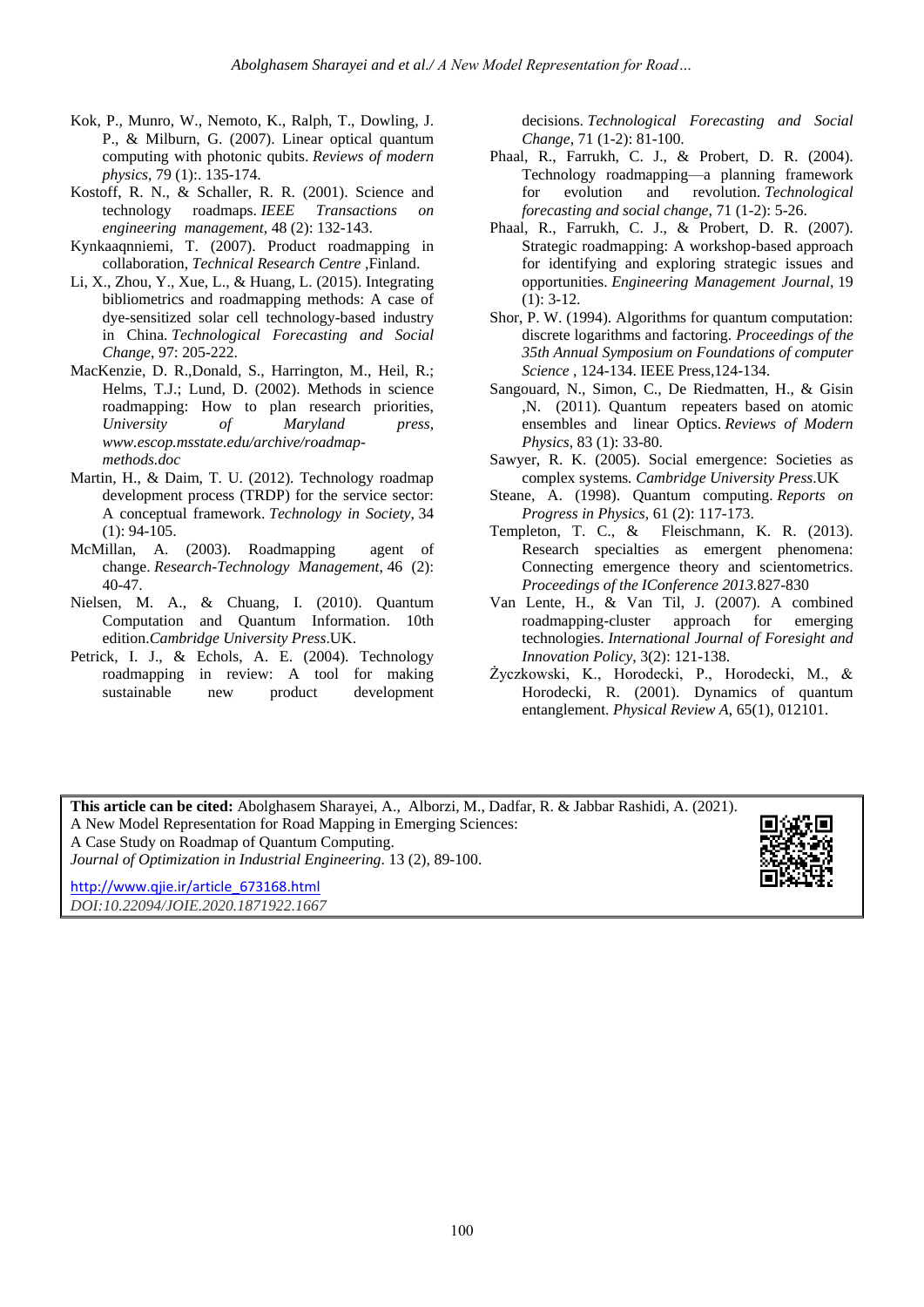Kok, P., Munro, W., Nemoto, K., Ralph, T., Dowling, J. P., & Milburn, G. (2007). Linear optical quantum computing with photonic qubits. *Reviews of modern physics*, 79 (1):. 135-174.

Kostoff, R. N., & Schaller, R. R. (2001). Science and technology roadmaps. *IEEE Transactions on engineering management*, 48 (2): 132-143.

Kynkaaqnniemi, T. (2007). Product roadmapping in collaboration, *Technical Research Centre* ,Finland.

Li, X., Zhou, Y., Xue, L., & Huang, L. (2015). Integrating bibliometrics and roadmapping methods: A case of dye-sensitized solar cell technology-based industry in China. *Technological Forecasting and Social Change*, 97: 205-222.

MacKenzie, D. R.,Donald, S., Harrington, M., Heil, R.; Helms, T.J.; Lund, D. (2002). Methods in science roadmapping: How to plan research priorities, *University of Maryland press, www.escop.msstate.edu/archive/roadmap-methods.doc*

Martin, H., & Daim, T. U. (2012). Technology roadmap development process (TRDP) for the service sector: A conceptual framework. *Technology in Society*, 34 (1): 94-105.

McMillan, A. (2003). Roadmapping agent of change. *Research-Technology Management*, 46 (2): 40-47.

Nielsen, M. A., & Chuang, I. (2010). Quantum Computation and Quantum Information. 10th edition.*Cambridge University Press*.UK.

Petrick, I. J., & Echols, A. E. (2004). Technology roadmapping in review: A tool for making sustainable new product development decisions. *Technological Forecasting and Social Change*, 71 (1-2): 81-100.

Phaal, R., Farrukh, C. J., & Probert, D. R. (2004). Technology roadmapping—a planning framework for evolution and revolution. *Technological forecasting and social change*, 71 (1-2): 5-26.

Phaal, R., Farrukh, C. J., & Probert, D. R. (2007). Strategic roadmapping: A workshop-based approach for identifying and exploring strategic issues and opportunities. *Engineering Management Journal*, 19 (1): 3-12.

Shor, P. W. (1994). Algorithms for quantum computation: discrete logarithms and factoring. *Proceedings of the 35th Annual Symposium on Foundations of computer Science* , 124-134. IEEE Press,124-134.

Sangouard, N., Simon, C., De Riedmatten, H., & Gisin ,N. (2011). Quantum repeaters based on atomic ensembles and linear Optics. *Reviews of Modern Physics*, 83 (1): 33-80.

Sawyer, R. K. (2005). Social emergence: Societies as complex systems*. Cambridge University Press*.UK

Steane, A. (1998). Quantum computing. *Reports on Progress in Physics*, 61 (2): 117-173.

Templeton, T. C., & Fleischmann, K. R. (2013). Research specialties as emergent phenomena: Connecting emergence theory and scientometrics. *Proceedings of the IConference 2013*.827-830

Van Lente, H., & Van Til, J. (2007). A combined roadmapping-cluster approach for emerging technologies. *International Journal of Foresight and Innovation Policy*, 3(2): 121-138.

Życzkowski, K., Horodecki, P., Horodecki, M., & Horodecki, R. (2001). Dynamics of quantum entanglement. *Physical Review A*, 65(1), 012101.

**This article can be cited:** Abolghasem Sharayei, A., Alborzi, M., Dadfar, R. & Jabbar Rashidi, A. (2021). A New Model Representation for Road Mapping in Emerging Sciences: A Case Study on Roadmap of Quantum Computing. *Journal of Optimization in Industrial Engineering*. 13 (2), 89-100.

http://www.qjie.ir/article_673168.html

*DOI:10.22094/JOIE.2020.1871922.1667*